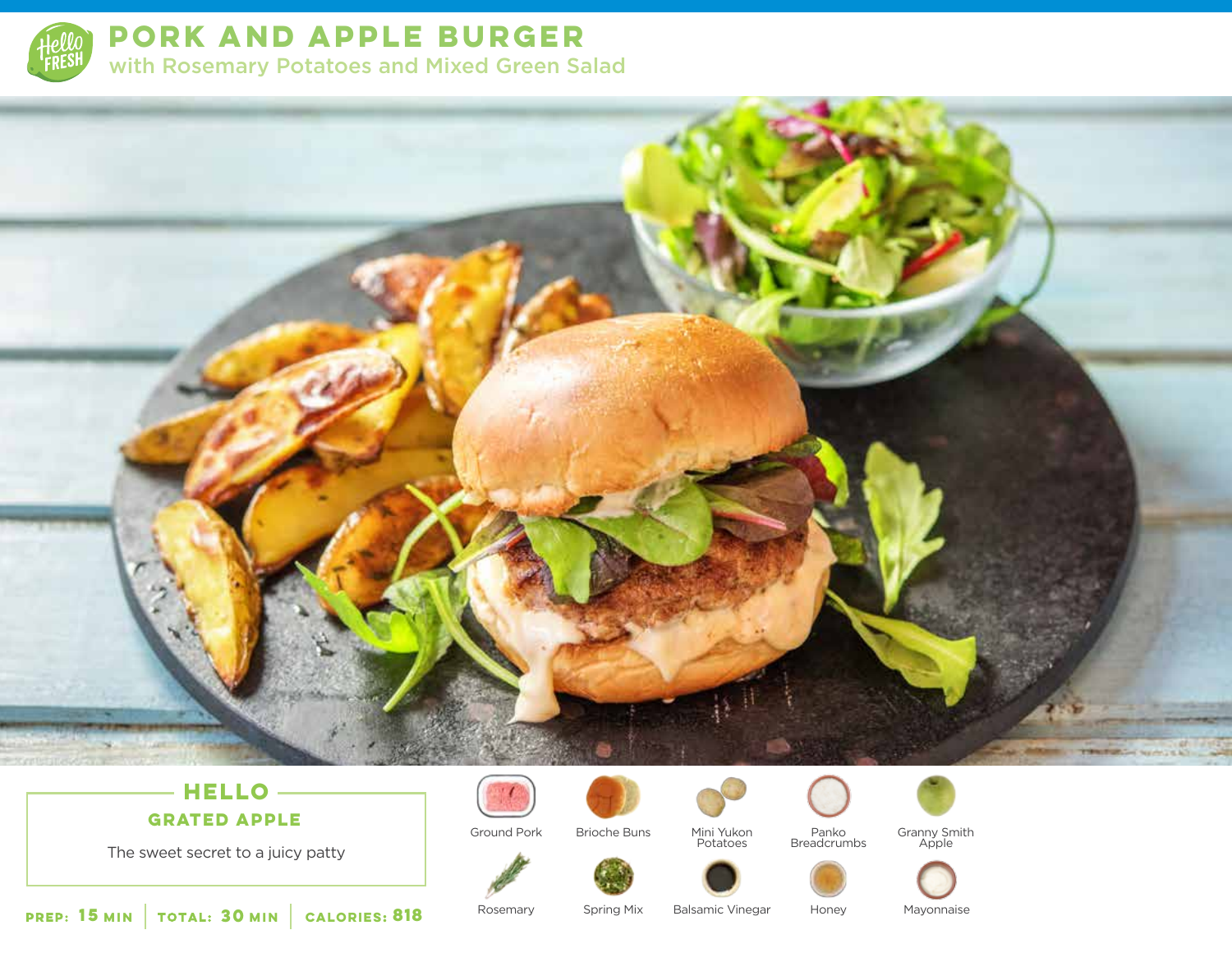# PORK AND APPLE BURGER

## with Rosemary Potatoes and Mixed Green Salad

### HELLO GRATED APPLE

The sweet secret to a juicy patty

**PREP:** 15 MIN | **TOTAL:** 30 MIN | **CALORIES:** 818

- Ground Pork
- Brioche Buns
- Mini Yukon Potatoes
- Panko Breadcrumbs
- Granny Smith Apple
- Rosemary
- Spring Mix
- Balsamic Vinegar
- Honey
- Mayonnaise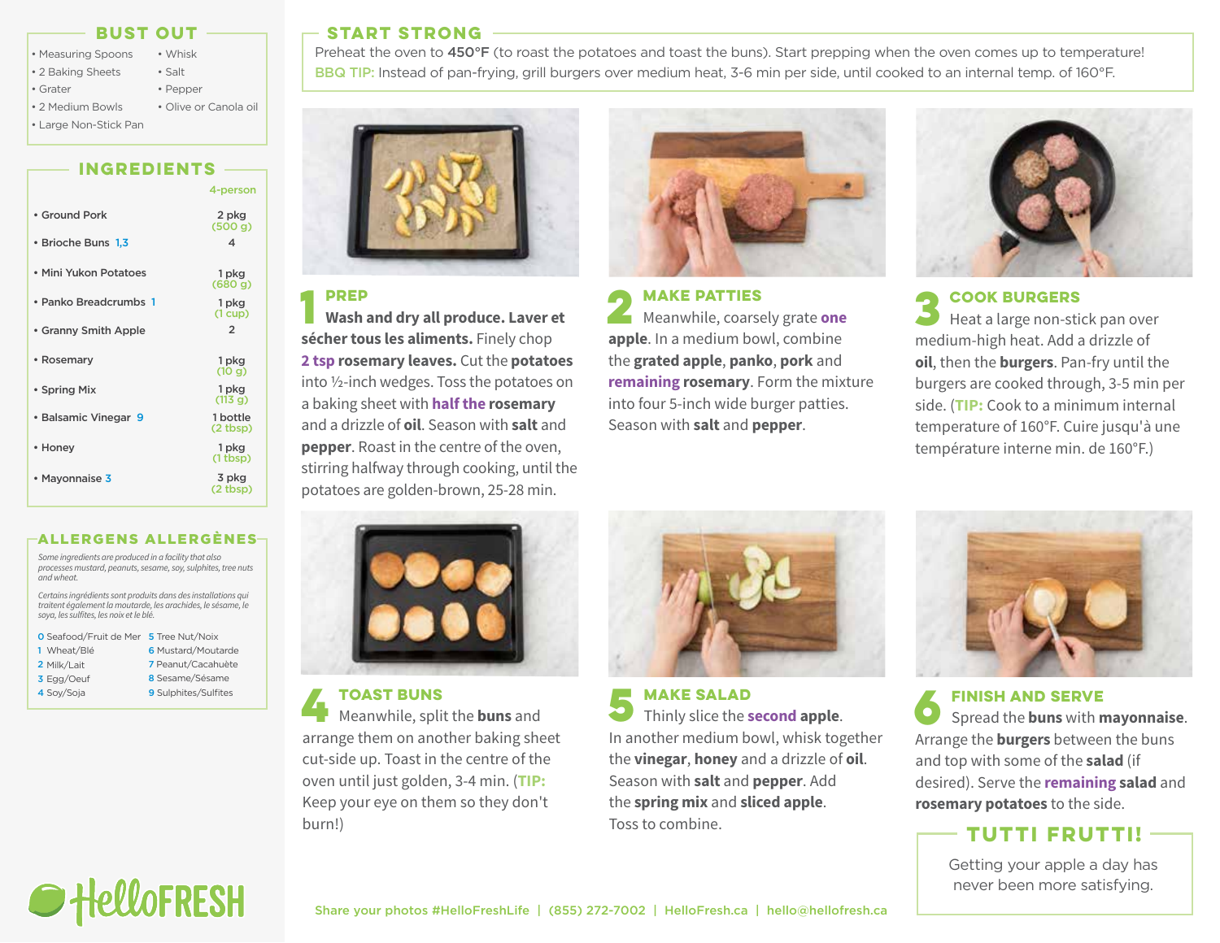## BUST OUT

- Measuring Spoons
- 2 Baking Sheets
- Grater
- 2 Medium Bowls
- Large Non-Stick Pan
- Whisk
- Salt
- Pepper
- Olive or Canola oil

## INGREDIENTS

| | 4-person |
|---|---|
| Ground Pork | 2 pkg (500 g) |
| Brioche Buns 1,3 | 4 |
| Mini Yukon Potatoes | 1 pkg (680 g) |
| Panko Breadcrumbs 1 | 1 pkg (1 cup) |
| Granny Smith Apple | 2 |
| Rosemary | 1 pkg (10 g) |
| Spring Mix | 1 pkg (113 g) |
| Balsamic Vinegar 9 | 1 bottle (2 tbsp) |
| Honey | 1 pkg (1 tbsp) |
| Mayonnaise 3 | 3 pkg (2 tbsp) |

## ALLERGENS ALLERGÈNES

*Some ingredients are produced in a facility that also processes mustard, peanuts, sesame, soy, sulphites, tree nuts and wheat.*

*Certains ingrédients sont produits dans des installations qui traitent également la moutarde, les arachides, le sésame, le soya, les sulfites, les noix et le blé.*

0 Seafood/Fruit de Mer
1 Wheat/Blé
2 Milk/Lait
3 Egg/Oeuf
4 Soy/Soja
5 Tree Nut/Noix
6 Mustard/Moutarde
7 Peanut/Cacahuète
8 Sesame/Sésame
9 Sulphites/Sulfites

HelloFRESH

## START STRONG

Preheat the oven to **450°F** (to roast the potatoes and toast the buns). Start prepping when the oven comes up to temperature!

**BBQ TIP:** Instead of pan-frying, grill burgers over medium heat, 3-6 min per side, until cooked to an internal temp. of 160°F.

## 1 PREP

**Wash and dry all produce. Laver et sécher tous les aliments.** Finely chop **2 tsp rosemary leaves.** Cut the **potatoes** into ½-inch wedges. Toss the potatoes on a baking sheet with **half the rosemary** and a drizzle of **oil**. Season with **salt** and **pepper**. Roast in the centre of the oven, stirring halfway through cooking, until the potatoes are golden-brown, 25-28 min.

## 2 MAKE PATTIES

Meanwhile, coarsely grate **one apple**. In a medium bowl, combine the **grated apple**, **panko**, **pork** and **remaining rosemary**. Form the mixture into four 5-inch wide burger patties. Season with **salt** and **pepper**.

## 3 COOK BURGERS

Heat a large non-stick pan over medium-high heat. Add a drizzle of **oil**, then the **burgers**. Pan-fry until the burgers are cooked through, 3-5 min per side. (**TIP:** Cook to a minimum internal temperature of 160°F. Cuire jusqu'à une température interne min. de 160°F.)

## 4 TOAST BUNS

Meanwhile, split the **buns** and arrange them on another baking sheet cut-side up. Toast in the centre of the oven until just golden, 3-4 min. (**TIP:** Keep your eye on them so they don't burn!)

## 5 MAKE SALAD

Thinly slice the **second apple**. In another medium bowl, whisk together the **vinegar**, **honey** and a drizzle of **oil**. Season with **salt** and **pepper**. Add the **spring mix** and **sliced apple**. Toss to combine.

## 6 FINISH AND SERVE

Spread the **buns** with **mayonnaise**. Arrange the **burgers** between the buns and top with some of the **salad** (if desired). Serve the **remaining salad** and **rosemary potatoes** to the side.

## TUTTI FRUTTI!

Getting your apple a day has never been more satisfying.

Share your photos #HelloFreshLife | (855) 272-7002 | HelloFresh.ca | hello@hellofresh.ca